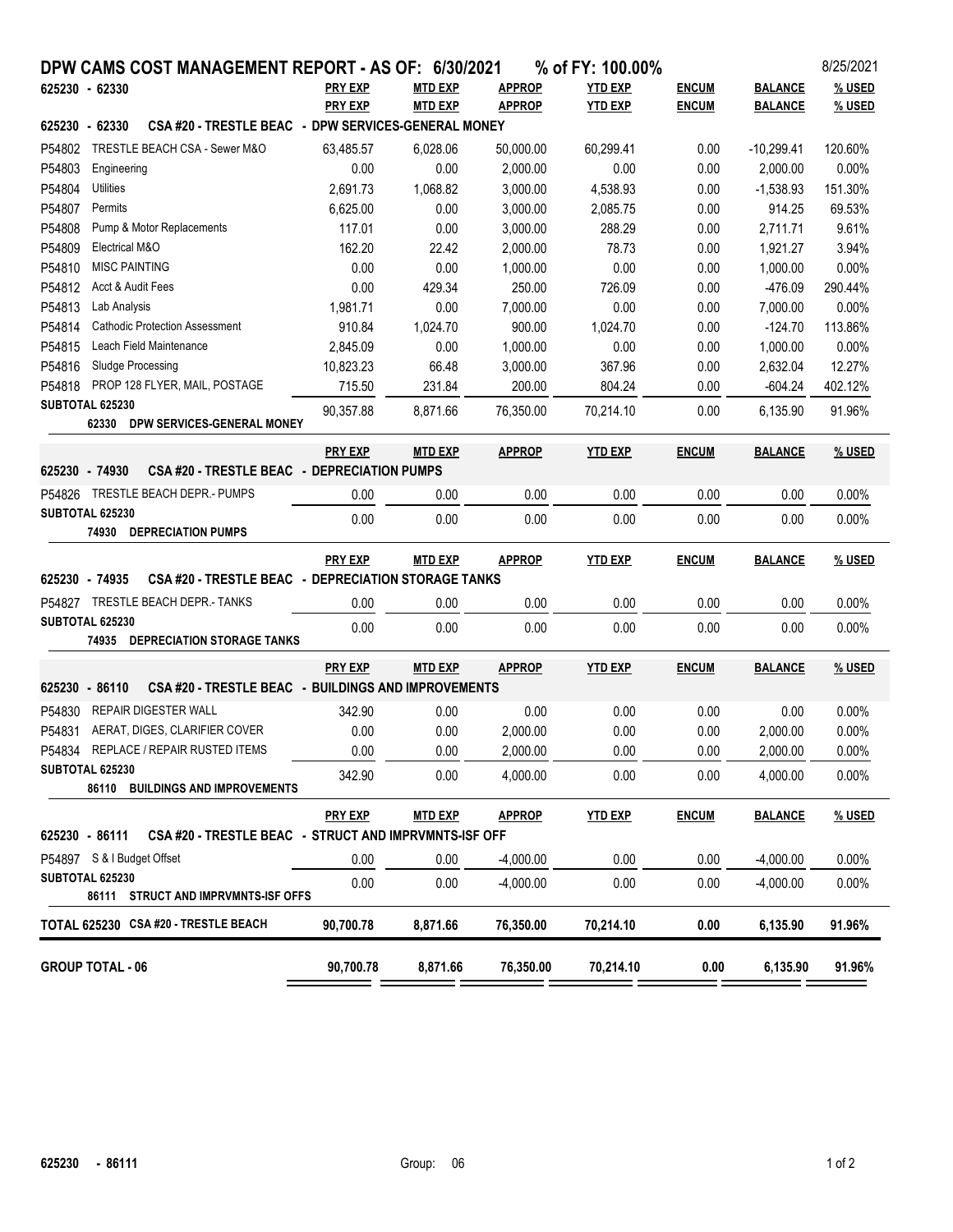# DPW CAMS COST MANAGEMENT REPORT - AS OF: 6/30/2021 % of FY: 100.00%

8/25/2021

**625230 - 62330**

| | | PRY EXP | MTD EXP | APPROP | YTD EXP | ENCUM | BALANCE | % USED |
|---|---|---|---|---|---|---|---|---|
| **625230 - 62330** | **CSA #20 - TRESTLE BEAC - DPW SERVICES-GENERAL MONEY** | | | | | | | |
| P54802 | TRESTLE BEACH CSA - Sewer M&O | 63,485.57 | 6,028.06 | 50,000.00 | 60,299.41 | 0.00 | -10,299.41 | 120.60% |
| P54803 | Engineering | 0.00 | 0.00 | 2,000.00 | 0.00 | 0.00 | 2,000.00 | 0.00% |
| P54804 | Utilities | 2,691.73 | 1,068.82 | 3,000.00 | 4,538.93 | 0.00 | -1,538.93 | 151.30% |
| P54807 | Permits | 6,625.00 | 0.00 | 3,000.00 | 2,085.75 | 0.00 | 914.25 | 69.53% |
| P54808 | Pump & Motor Replacements | 117.01 | 0.00 | 3,000.00 | 288.29 | 0.00 | 2,711.71 | 9.61% |
| P54809 | Electrical M&O | 162.20 | 22.42 | 2,000.00 | 78.73 | 0.00 | 1,921.27 | 3.94% |
| P54810 | MISC PAINTING | 0.00 | 0.00 | 1,000.00 | 0.00 | 0.00 | 1,000.00 | 0.00% |
| P54812 | Acct & Audit Fees | 0.00 | 429.34 | 250.00 | 726.09 | 0.00 | -476.09 | 290.44% |
| P54813 | Lab Analysis | 1,981.71 | 0.00 | 7,000.00 | 0.00 | 0.00 | 7,000.00 | 0.00% |
| P54814 | Cathodic Protection Assessment | 910.84 | 1,024.70 | 900.00 | 1,024.70 | 0.00 | -124.70 | 113.86% |
| P54815 | Leach Field Maintenance | 2,845.09 | 0.00 | 1,000.00 | 0.00 | 0.00 | 1,000.00 | 0.00% |
| P54816 | Sludge Processing | 10,823.23 | 66.48 | 3,000.00 | 367.96 | 0.00 | 2,632.04 | 12.27% |
| P54818 | PROP 128 FLYER, MAIL, POSTAGE | 715.50 | 231.84 | 200.00 | 804.24 | 0.00 | -604.24 | 402.12% |
| **SUBTOTAL 625230** | **62330 DPW SERVICES-GENERAL MONEY** | 90,357.88 | 8,871.66 | 76,350.00 | 70,214.10 | 0.00 | 6,135.90 | 91.96% |

| | | PRY EXP | MTD EXP | APPROP | YTD EXP | ENCUM | BALANCE | % USED |
|---|---|---|---|---|---|---|---|---|
| **625230 - 74930** | **CSA #20 - TRESTLE BEAC - DEPRECIATION PUMPS** | | | | | | | |
| P54826 | TRESTLE BEACH DEPR.- PUMPS | 0.00 | 0.00 | 0.00 | 0.00 | 0.00 | 0.00 | 0.00% |
| **SUBTOTAL 625230** | **74930 DEPRECIATION PUMPS** | 0.00 | 0.00 | 0.00 | 0.00 | 0.00 | 0.00 | 0.00% |

| | | PRY EXP | MTD EXP | APPROP | YTD EXP | ENCUM | BALANCE | % USED |
|---|---|---|---|---|---|---|---|---|
| **625230 - 74935** | **CSA #20 - TRESTLE BEAC - DEPRECIATION STORAGE TANKS** | | | | | | | |
| P54827 | TRESTLE BEACH DEPR.- TANKS | 0.00 | 0.00 | 0.00 | 0.00 | 0.00 | 0.00 | 0.00% |
| **SUBTOTAL 625230** | **74935 DEPRECIATION STORAGE TANKS** | 0.00 | 0.00 | 0.00 | 0.00 | 0.00 | 0.00 | 0.00% |

| | | PRY EXP | MTD EXP | APPROP | YTD EXP | ENCUM | BALANCE | % USED |
|---|---|---|---|---|---|---|---|---|
| **625230 - 86110** | **CSA #20 - TRESTLE BEAC - BUILDINGS AND IMPROVEMENTS** | | | | | | | |
| P54830 | REPAIR DIGESTER WALL | 342.90 | 0.00 | 0.00 | 0.00 | 0.00 | 0.00 | 0.00% |
| P54831 | AERAT, DIGES, CLARIFIER COVER | 0.00 | 0.00 | 2,000.00 | 0.00 | 0.00 | 2,000.00 | 0.00% |
| P54834 | REPLACE / REPAIR RUSTED ITEMS | 0.00 | 0.00 | 2,000.00 | 0.00 | 0.00 | 2,000.00 | 0.00% |
| **SUBTOTAL 625230** | **86110 BUILDINGS AND IMPROVEMENTS** | 342.90 | 0.00 | 4,000.00 | 0.00 | 0.00 | 4,000.00 | 0.00% |

| | | PRY EXP | MTD EXP | APPROP | YTD EXP | ENCUM | BALANCE | % USED |
|---|---|---|---|---|---|---|---|---|
| **625230 - 86111** | **CSA #20 - TRESTLE BEAC - STRUCT AND IMPRVMNTS-ISF OFF** | | | | | | | |
| P54897 | S & I Budget Offset | 0.00 | 0.00 | -4,000.00 | 0.00 | 0.00 | -4,000.00 | 0.00% |
| **SUBTOTAL 625230** | **86111 STRUCT AND IMPRVMNTS-ISF OFFS** | 0.00 | 0.00 | -4,000.00 | 0.00 | 0.00 | -4,000.00 | 0.00% |
| **TOTAL 625230** | **CSA #20 - TRESTLE BEACH** | **90,700.78** | **8,871.66** | **76,350.00** | **70,214.10** | **0.00** | **6,135.90** | **91.96%** |
| **GROUP TOTAL - 06** | | **90,700.78** | **8,871.66** | **76,350.00** | **70,214.10** | **0.00** | **6,135.90** | **91.96%** |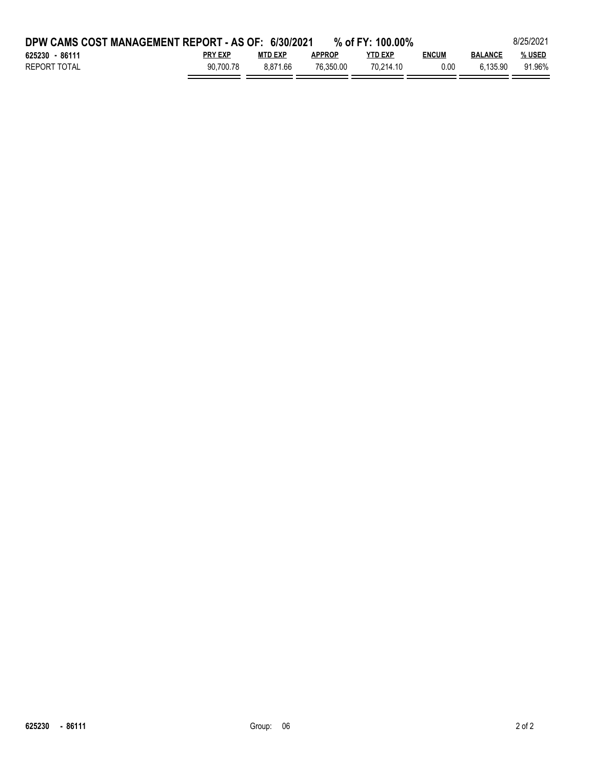# DPW CAMS COST MANAGEMENT REPORT - AS OF: 6/30/2021 % of FY: 100.00%

8/25/2021

| 625230 - 86111 | PRY EXP | MTD EXP | APPROP | YTD EXP | ENCUM | BALANCE | % USED |
|---|---|---|---|---|---|---|---|
| REPORT TOTAL | 90,700.78 | 8,871.66 | 76,350.00 | 70,214.10 | 0.00 | 6,135.90 | 91.96% |

**625230 - 86111** Group: 06